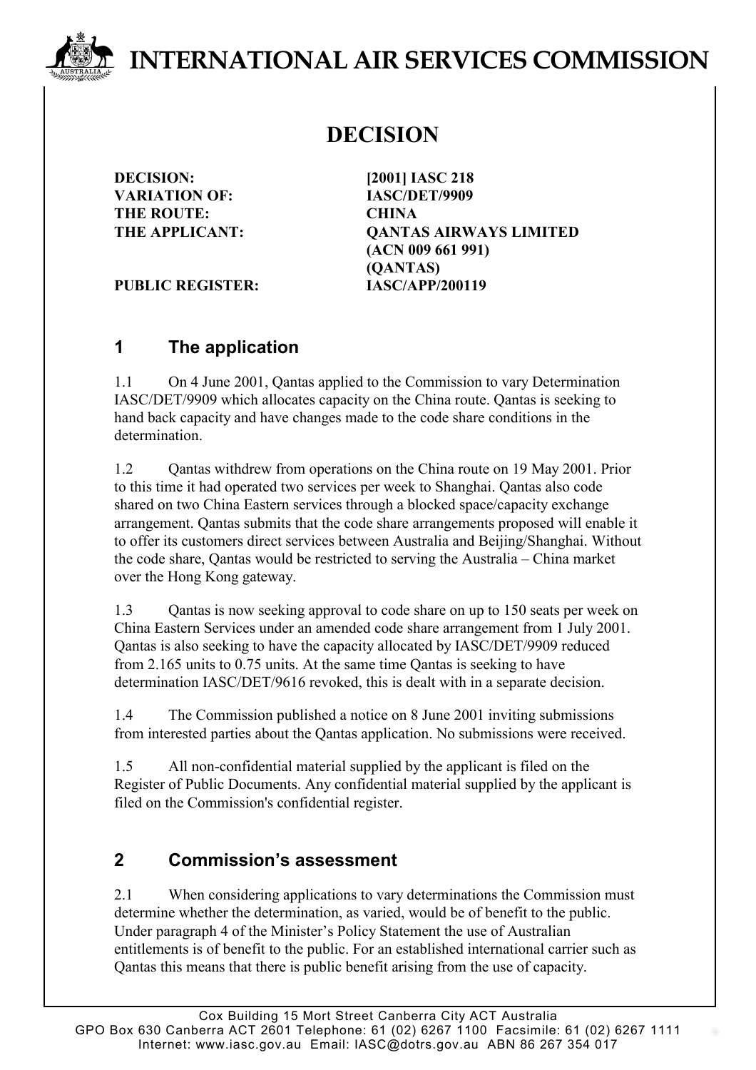# INTERNATIONAL AIR SERVICES COMMISSION

## DECISION

| | |
|---|---|
| **DECISION:** | **[2001] IASC 218** |
| **VARIATION OF:** | **IASC/DET/9909** |
| **THE ROUTE:** | **CHINA** |
| **THE APPLICANT:** | **QANTAS AIRWAYS LIMITED (ACN 009 661 991) (QANTAS)** |
| **PUBLIC REGISTER:** | **IASC/APP/200119** |

## 1 The application

1.1 On 4 June 2001, Qantas applied to the Commission to vary Determination IASC/DET/9909 which allocates capacity on the China route. Qantas is seeking to hand back capacity and have changes made to the code share conditions in the determination.

1.2 Qantas withdrew from operations on the China route on 19 May 2001. Prior to this time it had operated two services per week to Shanghai. Qantas also code shared on two China Eastern services through a blocked space/capacity exchange arrangement. Qantas submits that the code share arrangements proposed will enable it to offer its customers direct services between Australia and Beijing/Shanghai. Without the code share, Qantas would be restricted to serving the Australia – China market over the Hong Kong gateway.

1.3 Qantas is now seeking approval to code share on up to 150 seats per week on China Eastern Services under an amended code share arrangement from 1 July 2001. Qantas is also seeking to have the capacity allocated by IASC/DET/9909 reduced from 2.165 units to 0.75 units. At the same time Qantas is seeking to have determination IASC/DET/9616 revoked, this is dealt with in a separate decision.

1.4 The Commission published a notice on 8 June 2001 inviting submissions from interested parties about the Qantas application. No submissions were received.

1.5 All non-confidential material supplied by the applicant is filed on the Register of Public Documents. Any confidential material supplied by the applicant is filed on the Commission's confidential register.

## 2 Commission's assessment

2.1 When considering applications to vary determinations the Commission must determine whether the determination, as varied, would be of benefit to the public. Under paragraph 4 of the Minister's Policy Statement the use of Australian entitlements is of benefit to the public. For an established international carrier such as Qantas this means that there is public benefit arising from the use of capacity.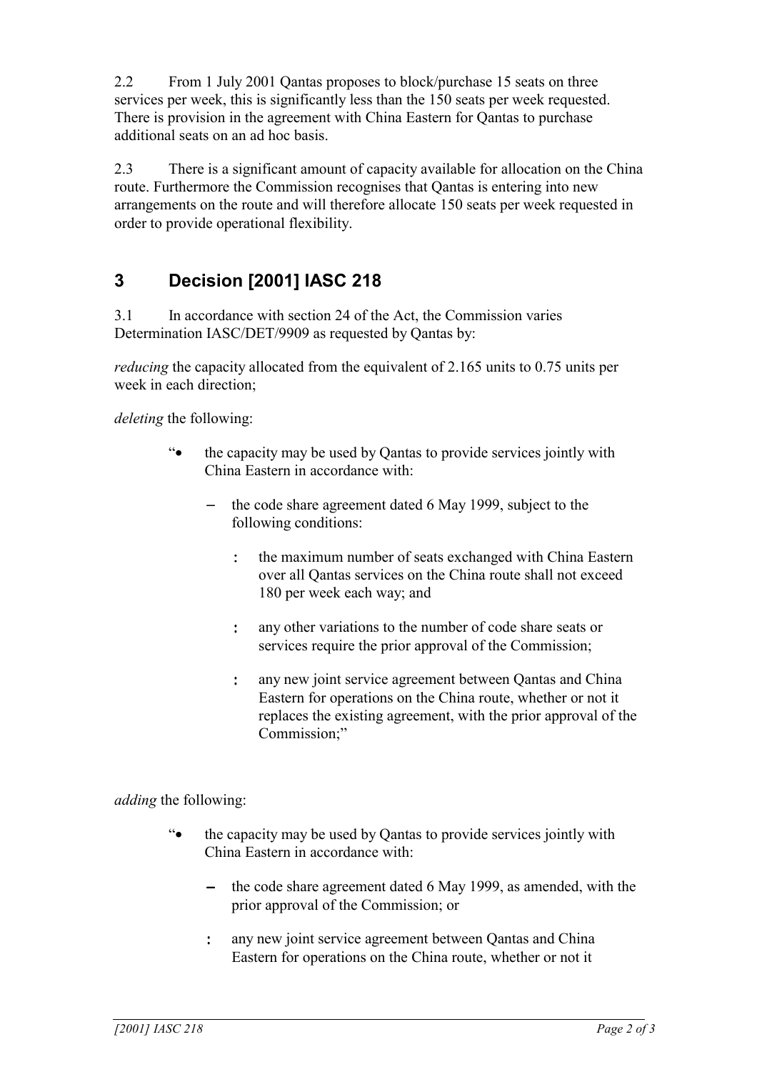2.2 From 1 July 2001 Qantas proposes to block/purchase 15 seats on three services per week, this is significantly less than the 150 seats per week requested. There is provision in the agreement with China Eastern for Qantas to purchase additional seats on an ad hoc basis.

2.3 There is a significant amount of capacity available for allocation on the China route. Furthermore the Commission recognises that Qantas is entering into new arrangements on the route and will therefore allocate 150 seats per week requested in order to provide operational flexibility.

## 3 Decision [2001] IASC 218

3.1 In accordance with section 24 of the Act, the Commission varies Determination IASC/DET/9909 as requested by Qantas by:

*reducing* the capacity allocated from the equivalent of 2.165 units to 0.75 units per week in each direction;

*deleting* the following:

> "• the capacity may be used by Qantas to provide services jointly with China Eastern in accordance with:
>
> – the code share agreement dated 6 May 1999, subject to the following conditions:
>
> : the maximum number of seats exchanged with China Eastern over all Qantas services on the China route shall not exceed 180 per week each way; and
>
> : any other variations to the number of code share seats or services require the prior approval of the Commission;
>
> : any new joint service agreement between Qantas and China Eastern for operations on the China route, whether or not it replaces the existing agreement, with the prior approval of the Commission;"

*adding* the following:

> "• the capacity may be used by Qantas to provide services jointly with China Eastern in accordance with:
>
> – the code share agreement dated 6 May 1999, as amended, with the prior approval of the Commission; or
>
> : any new joint service agreement between Qantas and China Eastern for operations on the China route, whether or not it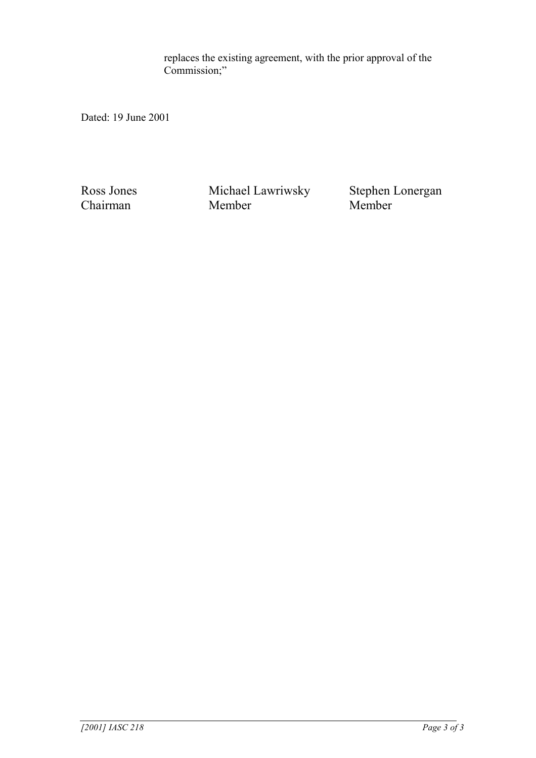replaces the existing agreement, with the prior approval of the Commission;"

Dated: 19 June 2001

| | | |
|---|---|---|
| Ross Jones | Michael Lawriwsky | Stephen Lonergan |
| Chairman | Member | Member |